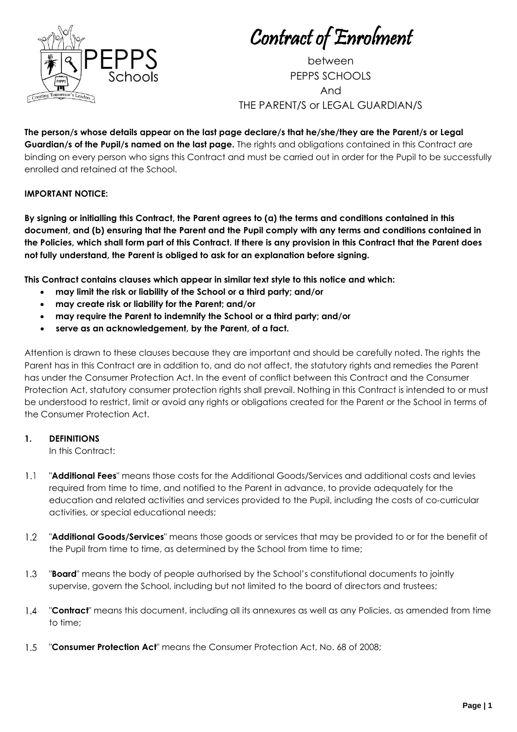# Contract of Enrolment

between
PEPPS SCHOOLS
And
THE PARENT/S or LEGAL GUARDIAN/S

**The person/s whose details appear on the last page declare/s that he/she/they are the Parent/s or Legal Guardian/s of the Pupil/s named on the last page.** The rights and obligations contained in this Contract are binding on every person who signs this Contract and must be carried out in order for the Pupil to be successfully enrolled and retained at the School.

**IMPORTANT NOTICE:**

**By signing or initialling this Contract, the Parent agrees to (a) the terms and conditions contained in this document, and (b) ensuring that the Parent and the Pupil comply with any terms and conditions contained in the Policies, which shall form part of this Contract. If there is any provision in this Contract that the Parent does not fully understand, the Parent is obliged to ask for an explanation before signing.**

**This Contract contains clauses which appear in similar text style to this notice and which:**

- **may limit the risk or liability of the School or a third party; and/or**
- **may create risk or liability for the Parent; and/or**
- **may require the Parent to indemnify the School or a third party; and/or**
- **serve as an acknowledgement, by the Parent, of a fact.**

Attention is drawn to these clauses because they are important and should be carefully noted. The rights the Parent has in this Contract are in addition to, and do not affect, the statutory rights and remedies the Parent has under the Consumer Protection Act. In the event of conflict between this Contract and the Consumer Protection Act, statutory consumer protection rights shall prevail. Nothing in this Contract is intended to or must be understood to restrict, limit or avoid any rights or obligations created for the Parent or the School in terms of the Consumer Protection Act.

## 1. DEFINITIONS

In this Contract:

1.1 "**Additional Fees**" means those costs for the Additional Goods/Services and additional costs and levies required from time to time, and notified to the Parent in advance, to provide adequately for the education and related activities and services provided to the Pupil, including the costs of co-curricular activities, or special educational needs;

1.2 "**Additional Goods/Services**" means those goods or services that may be provided to or for the benefit of the Pupil from time to time, as determined by the School from time to time;

1.3 "**Board**" means the body of people authorised by the School's constitutional documents to jointly supervise, govern the School, including but not limited to the board of directors and trustees;

1.4 "**Contract**" means this document, including all its annexures as well as any Policies, as amended from time to time;

1.5 "**Consumer Protection Act**" means the Consumer Protection Act, No. 68 of 2008;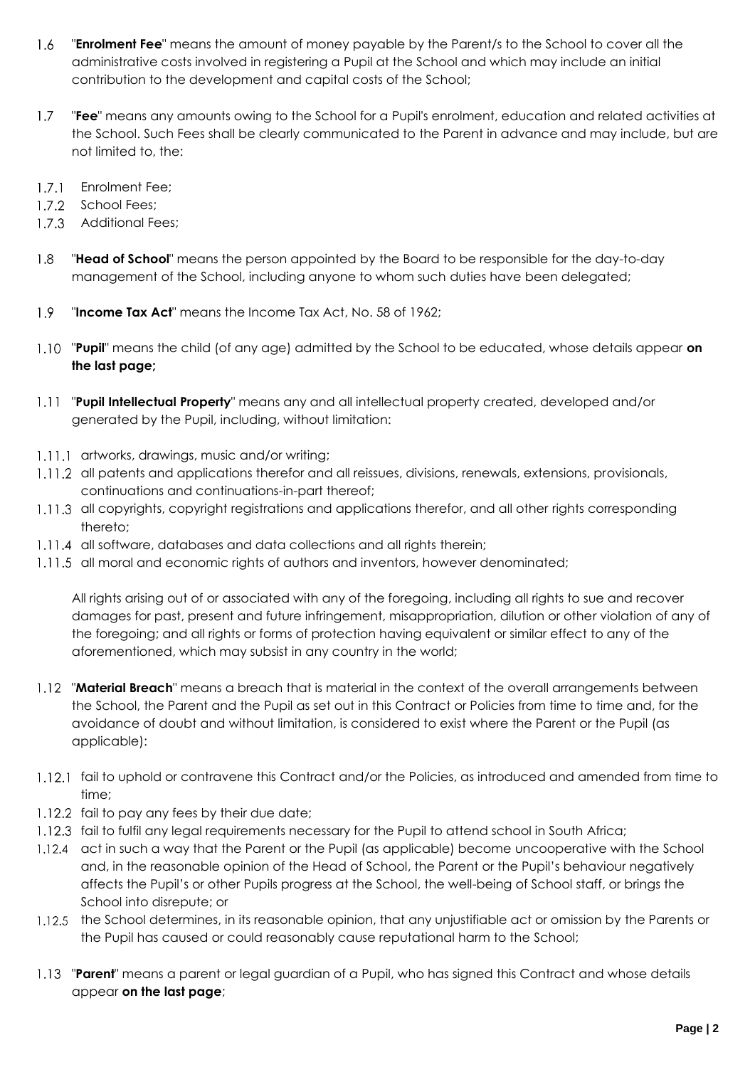1.6 "**Enrolment Fee**" means the amount of money payable by the Parent/s to the School to cover all the administrative costs involved in registering a Pupil at the School and which may include an initial contribution to the development and capital costs of the School;

1.7 "**Fee**" means any amounts owing to the School for a Pupil's enrolment, education and related activities at the School. Such Fees shall be clearly communicated to the Parent in advance and may include, but are not limited to, the:

1.7.1 Enrolment Fee;
1.7.2 School Fees;
1.7.3 Additional Fees;

1.8 "**Head of School**" means the person appointed by the Board to be responsible for the day-to-day management of the School, including anyone to whom such duties have been delegated;

1.9 "**Income Tax Act**" means the Income Tax Act, No. 58 of 1962;

1.10 "**Pupil**" means the child (of any age) admitted by the School to be educated, whose details appear **on the last page;**

1.11 "**Pupil Intellectual Property**" means any and all intellectual property created, developed and/or generated by the Pupil, including, without limitation:

1.11.1 artworks, drawings, music and/or writing;
1.11.2 all patents and applications therefor and all reissues, divisions, renewals, extensions, provisionals, continuations and continuations-in-part thereof;
1.11.3 all copyrights, copyright registrations and applications therefor, and all other rights corresponding thereto;
1.11.4 all software, databases and data collections and all rights therein;
1.11.5 all moral and economic rights of authors and inventors, however denominated;

All rights arising out of or associated with any of the foregoing, including all rights to sue and recover damages for past, present and future infringement, misappropriation, dilution or other violation of any of the foregoing; and all rights or forms of protection having equivalent or similar effect to any of the aforementioned, which may subsist in any country in the world;

1.12 "**Material Breach**" means a breach that is material in the context of the overall arrangements between the School, the Parent and the Pupil as set out in this Contract or Policies from time to time and, for the avoidance of doubt and without limitation, is considered to exist where the Parent or the Pupil (as applicable):

1.12.1 fail to uphold or contravene this Contract and/or the Policies, as introduced and amended from time to time;
1.12.2 fail to pay any fees by their due date;
1.12.3 fail to fulfil any legal requirements necessary for the Pupil to attend school in South Africa;
1.12.4 act in such a way that the Parent or the Pupil (as applicable) become uncooperative with the School and, in the reasonable opinion of the Head of School, the Parent or the Pupil's behaviour negatively affects the Pupil's or other Pupils progress at the School, the well-being of School staff, or brings the School into disrepute; or
1.12.5 the School determines, in its reasonable opinion, that any unjustifiable act or omission by the Parents or the Pupil has caused or could reasonably cause reputational harm to the School;

1.13 "**Parent**" means a parent or legal guardian of a Pupil, who has signed this Contract and whose details appear **on the last page**;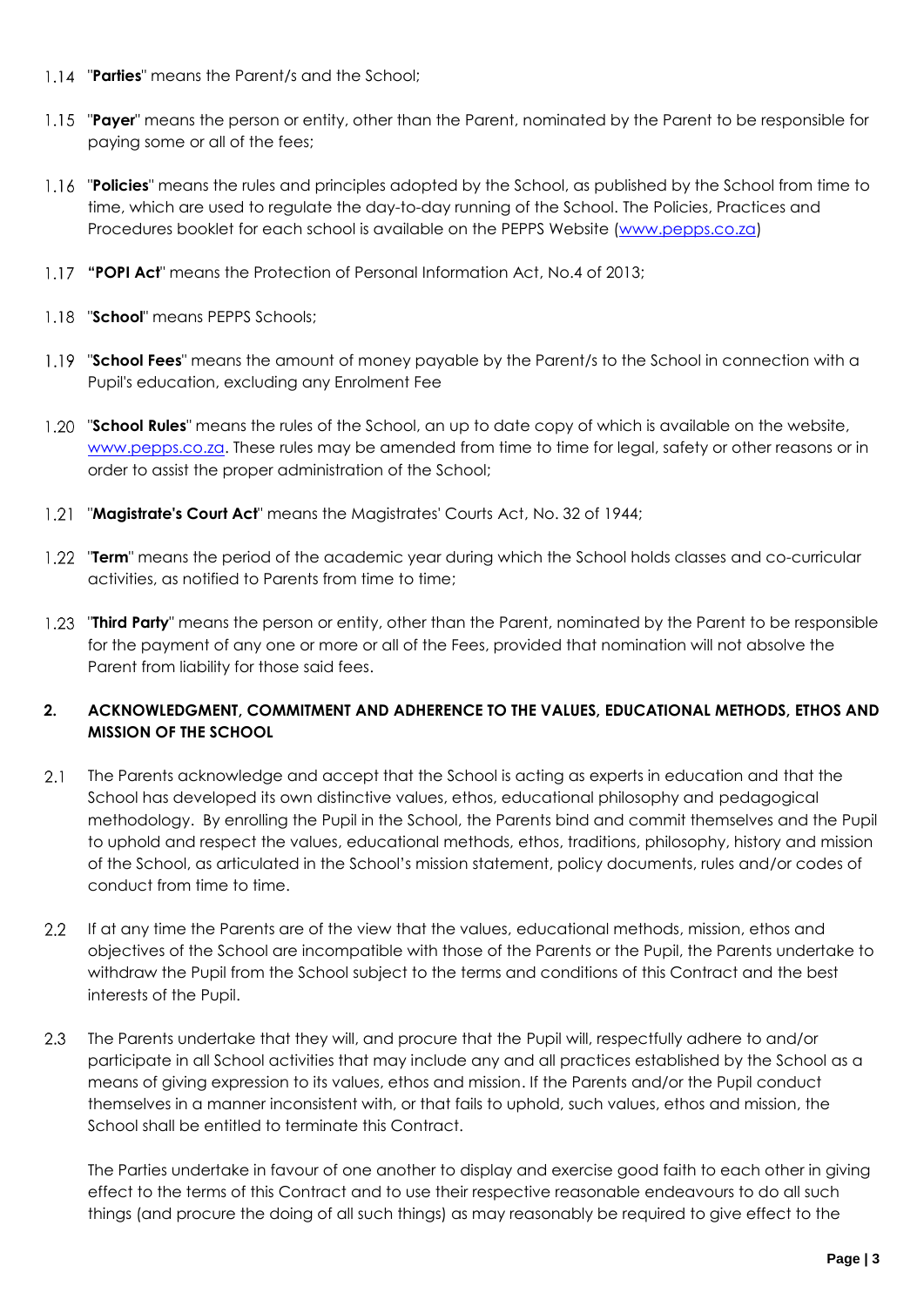1.14 "**Parties**" means the Parent/s and the School;

1.15 "**Payer**" means the person or entity, other than the Parent, nominated by the Parent to be responsible for paying some or all of the fees;

1.16 "**Policies**" means the rules and principles adopted by the School, as published by the School from time to time, which are used to regulate the day-to-day running of the School. The Policies, Practices and Procedures booklet for each school is available on the PEPPS Website (www.pepps.co.za)

1.17 **"POPI Act**" means the Protection of Personal Information Act, No.4 of 2013;

1.18 "**School**" means PEPPS Schools;

1.19 "**School Fees**" means the amount of money payable by the Parent/s to the School in connection with a Pupil's education, excluding any Enrolment Fee

1.20 "**School Rules**" means the rules of the School, an up to date copy of which is available on the website, www.pepps.co.za. These rules may be amended from time to time for legal, safety or other reasons or in order to assist the proper administration of the School;

1.21 "**Magistrate's Court Act**" means the Magistrates' Courts Act, No. 32 of 1944;

1.22 "**Term**" means the period of the academic year during which the School holds classes and co-curricular activities, as notified to Parents from time to time;

1.23 "**Third Party**" means the person or entity, other than the Parent, nominated by the Parent to be responsible for the payment of any one or more or all of the Fees, provided that nomination will not absolve the Parent from liability for those said fees.

## 2. ACKNOWLEDGMENT, COMMITMENT AND ADHERENCE TO THE VALUES, EDUCATIONAL METHODS, ETHOS AND MISSION OF THE SCHOOL

2.1 The Parents acknowledge and accept that the School is acting as experts in education and that the School has developed its own distinctive values, ethos, educational philosophy and pedagogical methodology. By enrolling the Pupil in the School, the Parents bind and commit themselves and the Pupil to uphold and respect the values, educational methods, ethos, traditions, philosophy, history and mission of the School, as articulated in the School's mission statement, policy documents, rules and/or codes of conduct from time to time.

2.2 If at any time the Parents are of the view that the values, educational methods, mission, ethos and objectives of the School are incompatible with those of the Parents or the Pupil, the Parents undertake to withdraw the Pupil from the School subject to the terms and conditions of this Contract and the best interests of the Pupil.

2.3 The Parents undertake that they will, and procure that the Pupil will, respectfully adhere to and/or participate in all School activities that may include any and all practices established by the School as a means of giving expression to its values, ethos and mission. If the Parents and/or the Pupil conduct themselves in a manner inconsistent with, or that fails to uphold, such values, ethos and mission, the School shall be entitled to terminate this Contract.

The Parties undertake in favour of one another to display and exercise good faith to each other in giving effect to the terms of this Contract and to use their respective reasonable endeavours to do all such things (and procure the doing of all such things) as may reasonably be required to give effect to the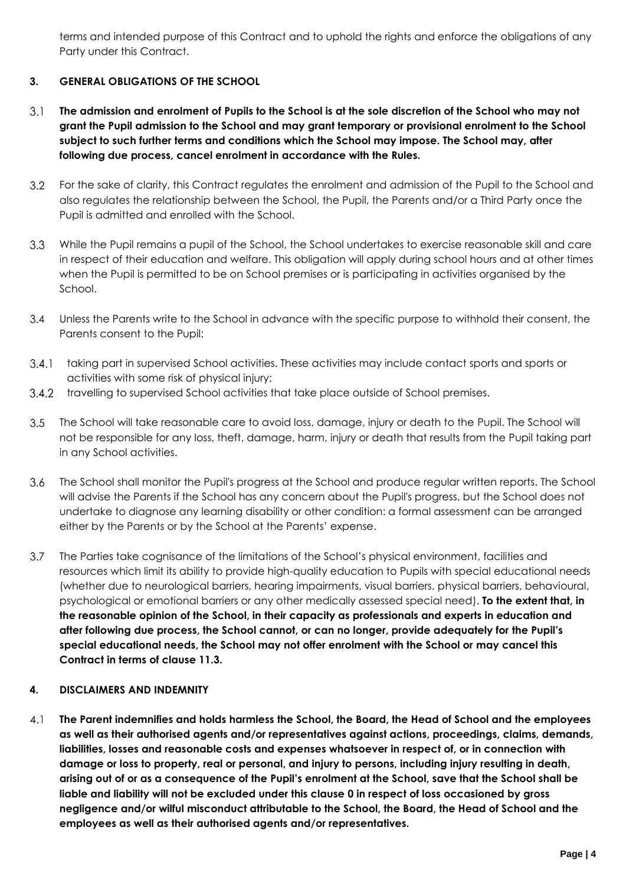terms and intended purpose of this Contract and to uphold the rights and enforce the obligations of any Party under this Contract.

## 3. GENERAL OBLIGATIONS OF THE SCHOOL

3.1 **The admission and enrolment of Pupils to the School is at the sole discretion of the School who may not grant the Pupil admission to the School and may grant temporary or provisional enrolment to the School subject to such further terms and conditions which the School may impose. The School may, after following due process, cancel enrolment in accordance with the Rules.**

3.2 For the sake of clarity, this Contract regulates the enrolment and admission of the Pupil to the School and also regulates the relationship between the School, the Pupil, the Parents and/or a Third Party once the Pupil is admitted and enrolled with the School.

3.3 While the Pupil remains a pupil of the School, the School undertakes to exercise reasonable skill and care in respect of their education and welfare. This obligation will apply during school hours and at other times when the Pupil is permitted to be on School premises or is participating in activities organised by the School.

3.4 Unless the Parents write to the School in advance with the specific purpose to withhold their consent, the Parents consent to the Pupil:

3.4.1 taking part in supervised School activities. These activities may include contact sports and sports or activities with some risk of physical injury;

3.4.2 travelling to supervised School activities that take place outside of School premises.

3.5 The School will take reasonable care to avoid loss, damage, injury or death to the Pupil. The School will not be responsible for any loss, theft, damage, harm, injury or death that results from the Pupil taking part in any School activities.

3.6 The School shall monitor the Pupil's progress at the School and produce regular written reports. The School will advise the Parents if the School has any concern about the Pupil's progress, but the School does not undertake to diagnose any learning disability or other condition: a formal assessment can be arranged either by the Parents or by the School at the Parents' expense.

3.7 The Parties take cognisance of the limitations of the School's physical environment, facilities and resources which limit its ability to provide high-quality education to Pupils with special educational needs (whether due to neurological barriers, hearing impairments, visual barriers, physical barriers, behavioural, psychological or emotional barriers or any other medically assessed special need). **To the extent that, in the reasonable opinion of the School, in their capacity as professionals and experts in education and after following due process, the School cannot, or can no longer, provide adequately for the Pupil's special educational needs, the School may not offer enrolment with the School or may cancel this Contract in terms of clause 11.3.**

## 4. DISCLAIMERS AND INDEMNITY

4.1 **The Parent indemnifies and holds harmless the School, the Board, the Head of School and the employees as well as their authorised agents and/or representatives against actions, proceedings, claims, demands, liabilities, losses and reasonable costs and expenses whatsoever in respect of, or in connection with damage or loss to property, real or personal, and injury to persons, including injury resulting in death, arising out of or as a consequence of the Pupil's enrolment at the School, save that the School shall be liable and liability will not be excluded under this clause 0 in respect of loss occasioned by gross negligence and/or wilful misconduct attributable to the School, the Board, the Head of School and the employees as well as their authorised agents and/or representatives.**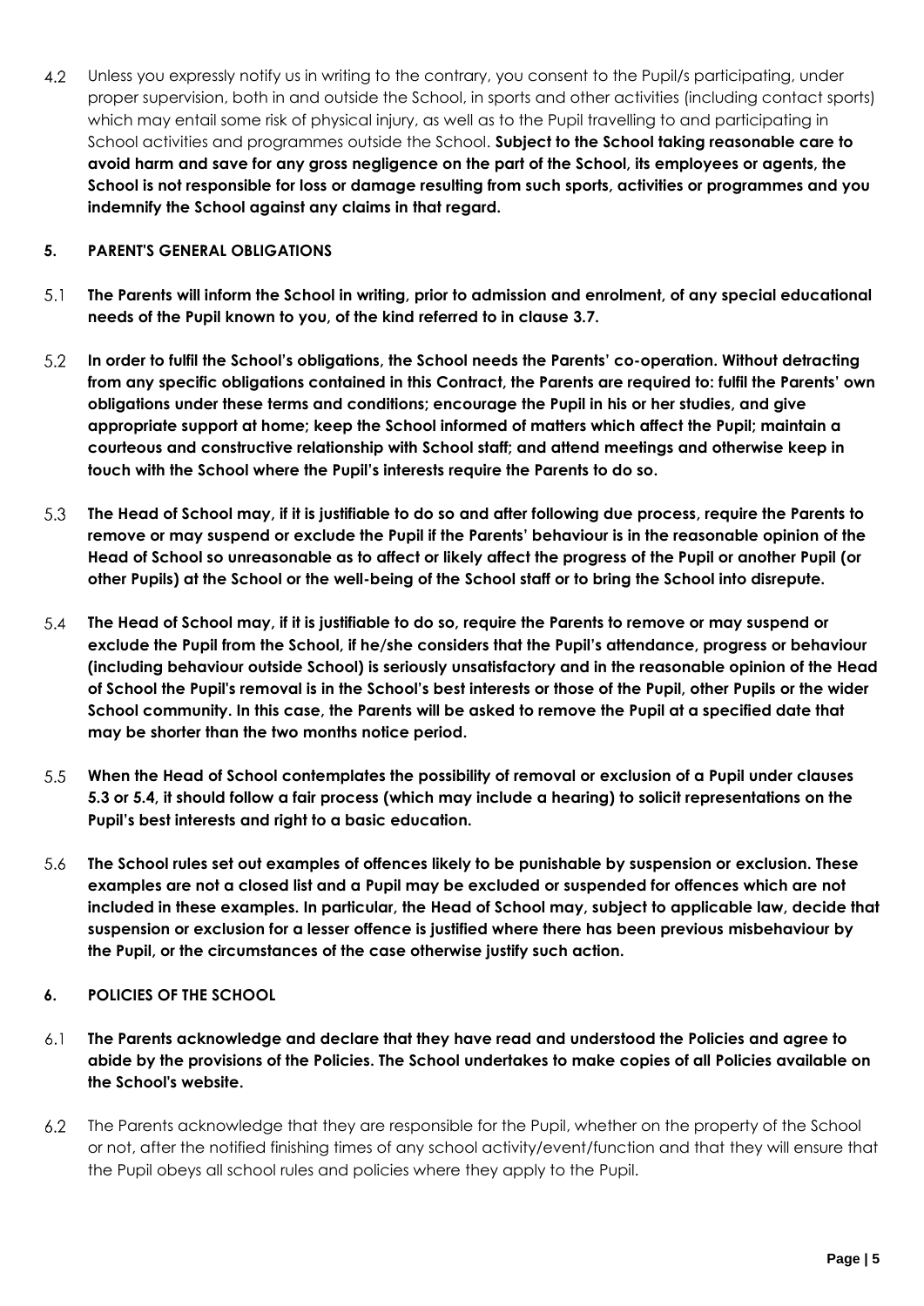4.2 Unless you expressly notify us in writing to the contrary, you consent to the Pupil/s participating, under proper supervision, both in and outside the School, in sports and other activities (including contact sports) which may entail some risk of physical injury, as well as to the Pupil travelling to and participating in School activities and programmes outside the School. **Subject to the School taking reasonable care to avoid harm and save for any gross negligence on the part of the School, its employees or agents, the School is not responsible for loss or damage resulting from such sports, activities or programmes and you indemnify the School against any claims in that regard.**

## 5. PARENT'S GENERAL OBLIGATIONS

5.1 **The Parents will inform the School in writing, prior to admission and enrolment, of any special educational needs of the Pupil known to you, of the kind referred to in clause 3.7.**

5.2 **In order to fulfil the School's obligations, the School needs the Parents' co-operation. Without detracting from any specific obligations contained in this Contract, the Parents are required to: fulfil the Parents' own obligations under these terms and conditions; encourage the Pupil in his or her studies, and give appropriate support at home; keep the School informed of matters which affect the Pupil; maintain a courteous and constructive relationship with School staff; and attend meetings and otherwise keep in touch with the School where the Pupil's interests require the Parents to do so.**

5.3 **The Head of School may, if it is justifiable to do so and after following due process, require the Parents to remove or may suspend or exclude the Pupil if the Parents' behaviour is in the reasonable opinion of the Head of School so unreasonable as to affect or likely affect the progress of the Pupil or another Pupil (or other Pupils) at the School or the well-being of the School staff or to bring the School into disrepute.**

5.4 **The Head of School may, if it is justifiable to do so, require the Parents to remove or may suspend or exclude the Pupil from the School, if he/she considers that the Pupil's attendance, progress or behaviour (including behaviour outside School) is seriously unsatisfactory and in the reasonable opinion of the Head of School the Pupil's removal is in the School's best interests or those of the Pupil, other Pupils or the wider School community. In this case, the Parents will be asked to remove the Pupil at a specified date that may be shorter than the two months notice period.**

5.5 **When the Head of School contemplates the possibility of removal or exclusion of a Pupil under clauses 5.3 or 5.4, it should follow a fair process (which may include a hearing) to solicit representations on the Pupil's best interests and right to a basic education.**

5.6 **The School rules set out examples of offences likely to be punishable by suspension or exclusion. These examples are not a closed list and a Pupil may be excluded or suspended for offences which are not included in these examples. In particular, the Head of School may, subject to applicable law, decide that suspension or exclusion for a lesser offence is justified where there has been previous misbehaviour by the Pupil, or the circumstances of the case otherwise justify such action.**

## 6. POLICIES OF THE SCHOOL

6.1 **The Parents acknowledge and declare that they have read and understood the Policies and agree to abide by the provisions of the Policies. The School undertakes to make copies of all Policies available on the School's website.**

6.2 The Parents acknowledge that they are responsible for the Pupil, whether on the property of the School or not, after the notified finishing times of any school activity/event/function and that they will ensure that the Pupil obeys all school rules and policies where they apply to the Pupil.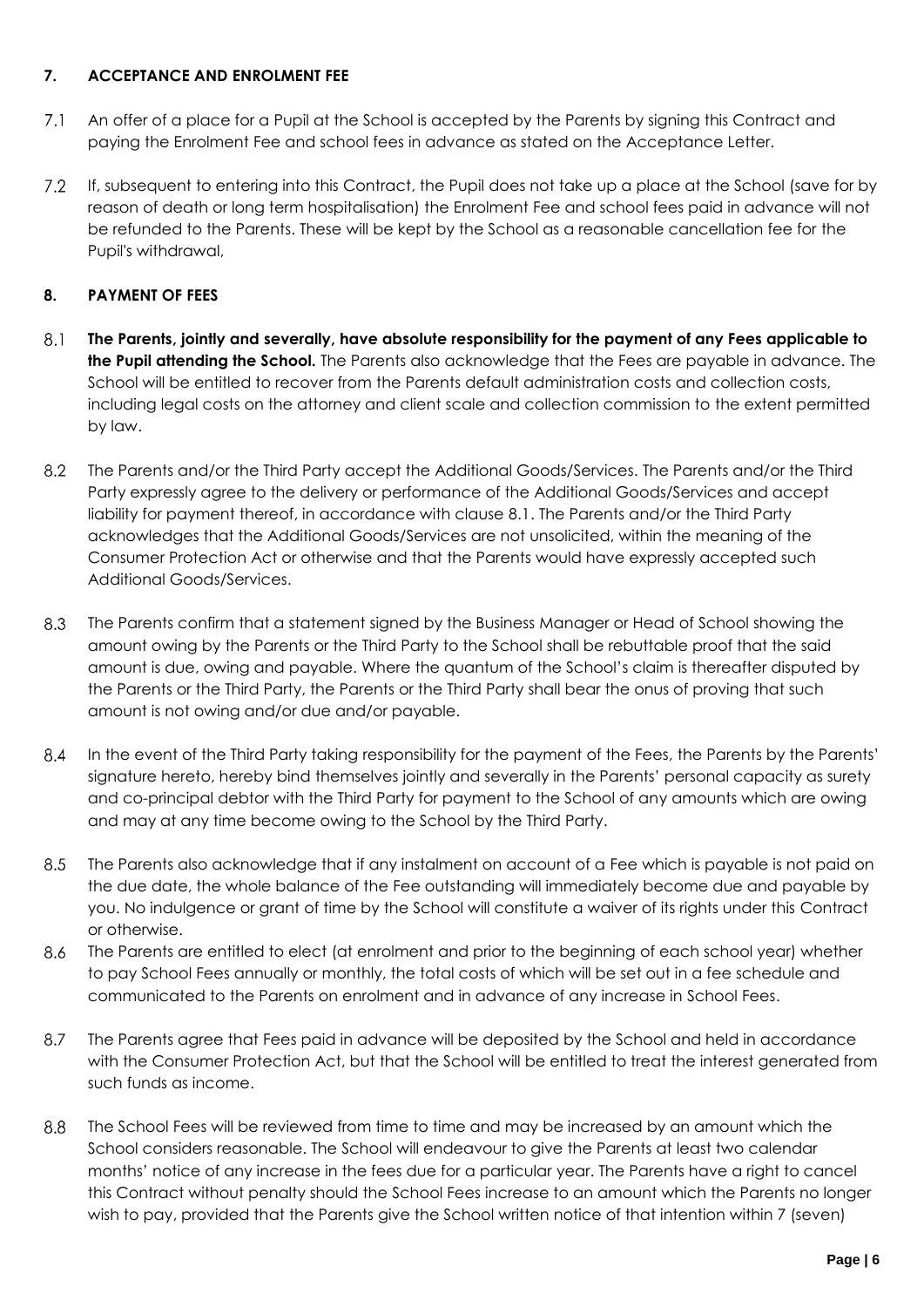**7. ACCEPTANCE AND ENROLMENT FEE**

7.1 An offer of a place for a Pupil at the School is accepted by the Parents by signing this Contract and paying the Enrolment Fee and school fees in advance as stated on the Acceptance Letter.

7.2 If, subsequent to entering into this Contract, the Pupil does not take up a place at the School (save for by reason of death or long term hospitalisation) the Enrolment Fee and school fees paid in advance will not be refunded to the Parents. These will be kept by the School as a reasonable cancellation fee for the Pupil's withdrawal,

**8. PAYMENT OF FEES**

8.1 **The Parents, jointly and severally, have absolute responsibility for the payment of any Fees applicable to the Pupil attending the School.** The Parents also acknowledge that the Fees are payable in advance. The School will be entitled to recover from the Parents default administration costs and collection costs, including legal costs on the attorney and client scale and collection commission to the extent permitted by law.

8.2 The Parents and/or the Third Party accept the Additional Goods/Services. The Parents and/or the Third Party expressly agree to the delivery or performance of the Additional Goods/Services and accept liability for payment thereof, in accordance with clause 8.1. The Parents and/or the Third Party acknowledges that the Additional Goods/Services are not unsolicited, within the meaning of the Consumer Protection Act or otherwise and that the Parents would have expressly accepted such Additional Goods/Services.

8.3 The Parents confirm that a statement signed by the Business Manager or Head of School showing the amount owing by the Parents or the Third Party to the School shall be rebuttable proof that the said amount is due, owing and payable. Where the quantum of the School's claim is thereafter disputed by the Parents or the Third Party, the Parents or the Third Party shall bear the onus of proving that such amount is not owing and/or due and/or payable.

8.4 In the event of the Third Party taking responsibility for the payment of the Fees, the Parents by the Parents' signature hereto, hereby bind themselves jointly and severally in the Parents' personal capacity as surety and co-principal debtor with the Third Party for payment to the School of any amounts which are owing and may at any time become owing to the School by the Third Party.

8.5 The Parents also acknowledge that if any instalment on account of a Fee which is payable is not paid on the due date, the whole balance of the Fee outstanding will immediately become due and payable by you. No indulgence or grant of time by the School will constitute a waiver of its rights under this Contract or otherwise.

8.6 The Parents are entitled to elect (at enrolment and prior to the beginning of each school year) whether to pay School Fees annually or monthly, the total costs of which will be set out in a fee schedule and communicated to the Parents on enrolment and in advance of any increase in School Fees.

8.7 The Parents agree that Fees paid in advance will be deposited by the School and held in accordance with the Consumer Protection Act, but that the School will be entitled to treat the interest generated from such funds as income.

8.8 The School Fees will be reviewed from time to time and may be increased by an amount which the School considers reasonable. The School will endeavour to give the Parents at least two calendar months' notice of any increase in the fees due for a particular year. The Parents have a right to cancel this Contract without penalty should the School Fees increase to an amount which the Parents no longer wish to pay, provided that the Parents give the School written notice of that intention within 7 (seven)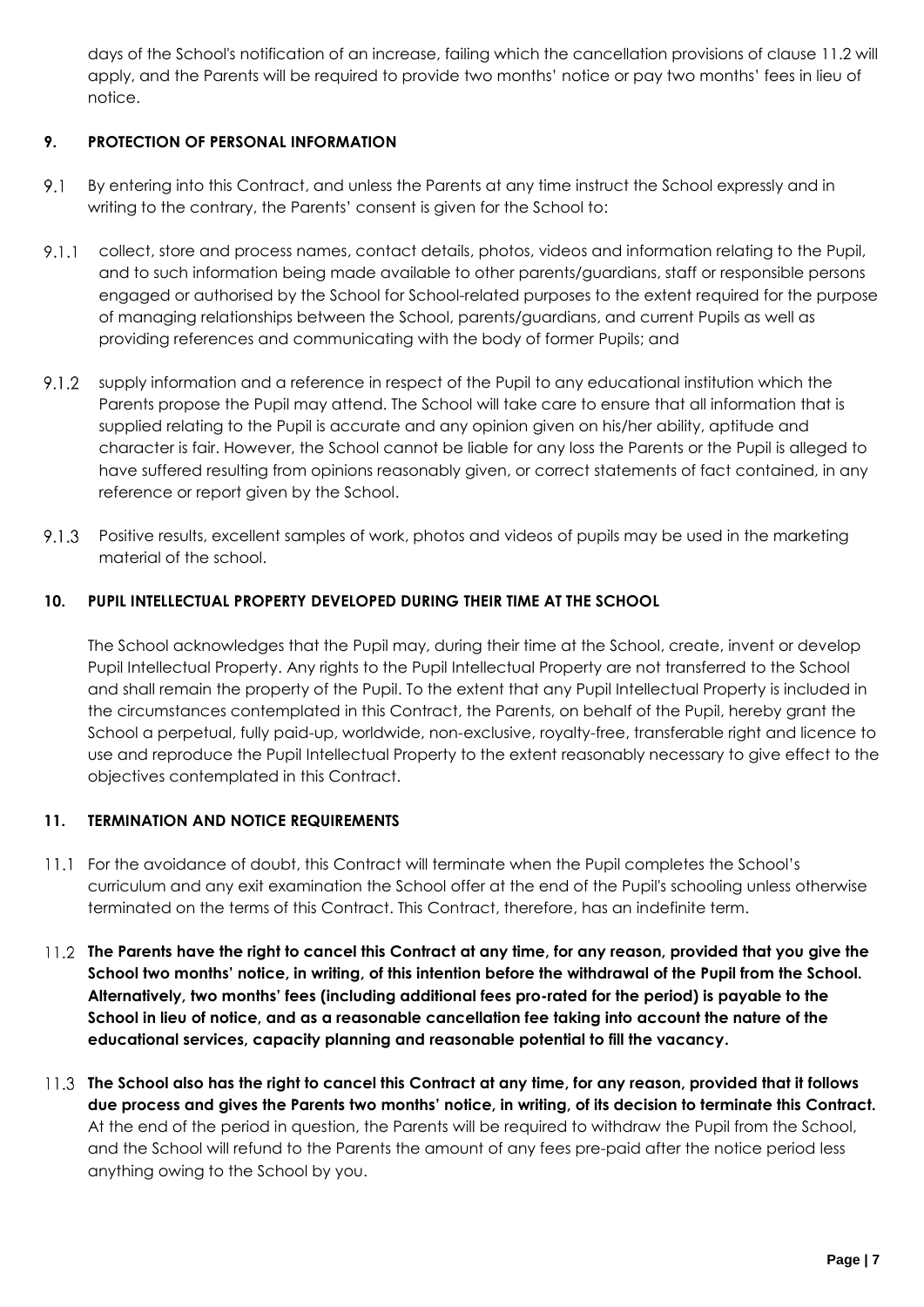days of the School's notification of an increase, failing which the cancellation provisions of clause 11.2 will apply, and the Parents will be required to provide two months' notice or pay two months' fees in lieu of notice.

## 9. PROTECTION OF PERSONAL INFORMATION

9.1 By entering into this Contract, and unless the Parents at any time instruct the School expressly and in writing to the contrary, the Parents' consent is given for the School to:

9.1.1 collect, store and process names, contact details, photos, videos and information relating to the Pupil, and to such information being made available to other parents/guardians, staff or responsible persons engaged or authorised by the School for School-related purposes to the extent required for the purpose of managing relationships between the School, parents/guardians, and current Pupils as well as providing references and communicating with the body of former Pupils; and

9.1.2 supply information and a reference in respect of the Pupil to any educational institution which the Parents propose the Pupil may attend. The School will take care to ensure that all information that is supplied relating to the Pupil is accurate and any opinion given on his/her ability, aptitude and character is fair. However, the School cannot be liable for any loss the Parents or the Pupil is alleged to have suffered resulting from opinions reasonably given, or correct statements of fact contained, in any reference or report given by the School.

9.1.3 Positive results, excellent samples of work, photos and videos of pupils may be used in the marketing material of the school.

## 10. PUPIL INTELLECTUAL PROPERTY DEVELOPED DURING THEIR TIME AT THE SCHOOL

The School acknowledges that the Pupil may, during their time at the School, create, invent or develop Pupil Intellectual Property. Any rights to the Pupil Intellectual Property are not transferred to the School and shall remain the property of the Pupil. To the extent that any Pupil Intellectual Property is included in the circumstances contemplated in this Contract, the Parents, on behalf of the Pupil, hereby grant the School a perpetual, fully paid-up, worldwide, non-exclusive, royalty-free, transferable right and licence to use and reproduce the Pupil Intellectual Property to the extent reasonably necessary to give effect to the objectives contemplated in this Contract.

## 11. TERMINATION AND NOTICE REQUIREMENTS

11.1 For the avoidance of doubt, this Contract will terminate when the Pupil completes the School's curriculum and any exit examination the School offer at the end of the Pupil's schooling unless otherwise terminated on the terms of this Contract. This Contract, therefore, has an indefinite term.

11.2 **The Parents have the right to cancel this Contract at any time, for any reason, provided that you give the School two months' notice, in writing, of this intention before the withdrawal of the Pupil from the School. Alternatively, two months' fees (including additional fees pro-rated for the period) is payable to the School in lieu of notice, and as a reasonable cancellation fee taking into account the nature of the educational services, capacity planning and reasonable potential to fill the vacancy.**

11.3 **The School also has the right to cancel this Contract at any time, for any reason, provided that it follows due process and gives the Parents two months' notice, in writing, of its decision to terminate this Contract.** At the end of the period in question, the Parents will be required to withdraw the Pupil from the School, and the School will refund to the Parents the amount of any fees pre-paid after the notice period less anything owing to the School by you.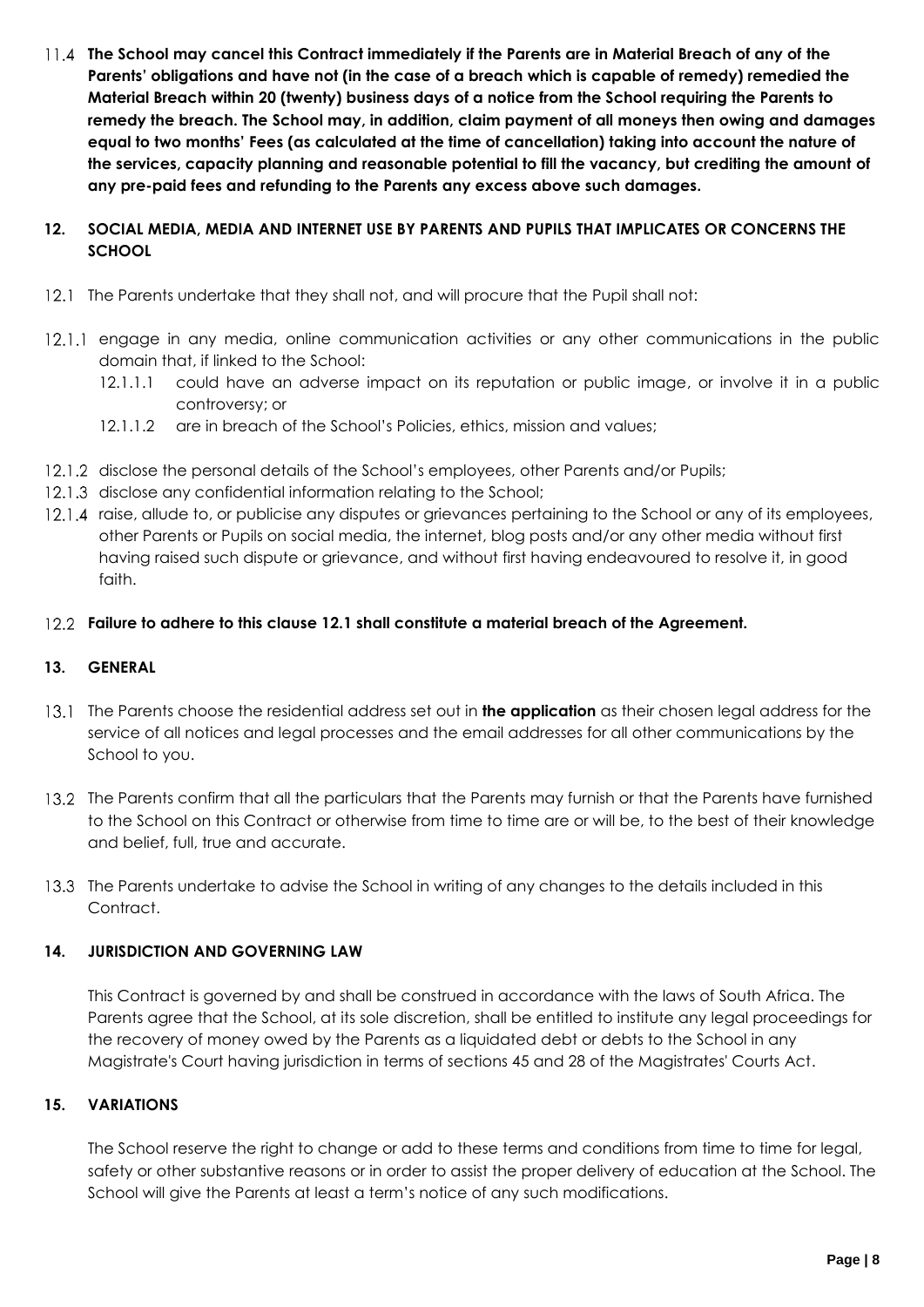11.4 **The School may cancel this Contract immediately if the Parents are in Material Breach of any of the Parents' obligations and have not (in the case of a breach which is capable of remedy) remedied the Material Breach within 20 (twenty) business days of a notice from the School requiring the Parents to remedy the breach. The School may, in addition, claim payment of all moneys then owing and damages equal to two months' Fees (as calculated at the time of cancellation) taking into account the nature of the services, capacity planning and reasonable potential to fill the vacancy, but crediting the amount of any pre-paid fees and refunding to the Parents any excess above such damages.**

## 12. SOCIAL MEDIA, MEDIA AND INTERNET USE BY PARENTS AND PUPILS THAT IMPLICATES OR CONCERNS THE SCHOOL

12.1 The Parents undertake that they shall not, and will procure that the Pupil shall not:

12.1.1 engage in any media, online communication activities or any other communications in the public domain that, if linked to the School:

- 12.1.1.1 could have an adverse impact on its reputation or public image, or involve it in a public controversy; or
- 12.1.1.2 are in breach of the School's Policies, ethics, mission and values;

12.1.2 disclose the personal details of the School's employees, other Parents and/or Pupils;

12.1.3 disclose any confidential information relating to the School;

12.1.4 raise, allude to, or publicise any disputes or grievances pertaining to the School or any of its employees, other Parents or Pupils on social media, the internet, blog posts and/or any other media without first having raised such dispute or grievance, and without first having endeavoured to resolve it, in good faith.

12.2 **Failure to adhere to this clause 12.1 shall constitute a material breach of the Agreement.**

## 13. GENERAL

13.1 The Parents choose the residential address set out in **the application** as their chosen legal address for the service of all notices and legal processes and the email addresses for all other communications by the School to you.

13.2 The Parents confirm that all the particulars that the Parents may furnish or that the Parents have furnished to the School on this Contract or otherwise from time to time are or will be, to the best of their knowledge and belief, full, true and accurate.

13.3 The Parents undertake to advise the School in writing of any changes to the details included in this Contract.

## 14. JURISDICTION AND GOVERNING LAW

This Contract is governed by and shall be construed in accordance with the laws of South Africa. The Parents agree that the School, at its sole discretion, shall be entitled to institute any legal proceedings for the recovery of money owed by the Parents as a liquidated debt or debts to the School in any Magistrate's Court having jurisdiction in terms of sections 45 and 28 of the Magistrates' Courts Act.

## 15. VARIATIONS

The School reserve the right to change or add to these terms and conditions from time to time for legal, safety or other substantive reasons or in order to assist the proper delivery of education at the School. The School will give the Parents at least a term's notice of any such modifications.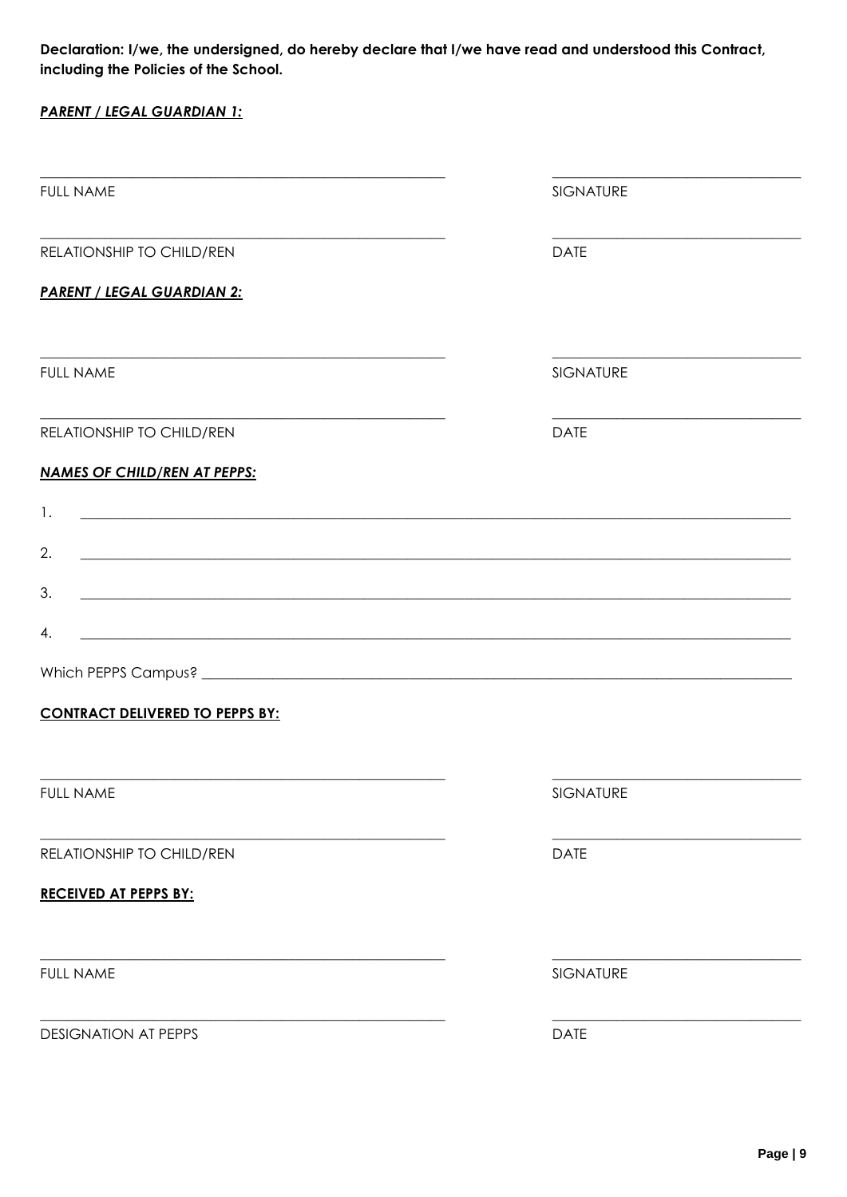**Declaration: I/we, the undersigned, do hereby declare that I/we have read and understood this Contract, including the Policies of the School.**

***PARENT / LEGAL GUARDIAN 1:***

| | |
|---|---|
| \_\_\_\_\_\_\_\_\_\_\_\_\_\_\_\_\_\_\_\_\_\_\_\_\_\_\_\_\_\_\_\_\_\_\_\_\_\_\_\_ | \_\_\_\_\_\_\_\_\_\_\_\_\_\_\_\_\_\_\_\_\_\_\_\_\_\_ |
| FULL NAME | SIGNATURE |
| \_\_\_\_\_\_\_\_\_\_\_\_\_\_\_\_\_\_\_\_\_\_\_\_\_\_\_\_\_\_\_\_\_\_\_\_\_\_\_\_ | \_\_\_\_\_\_\_\_\_\_\_\_\_\_\_\_\_\_\_\_\_\_\_\_\_\_ |
| RELATIONSHIP TO CHILD/REN | DATE |

***PARENT / LEGAL GUARDIAN 2:***

| | |
|---|---|
| \_\_\_\_\_\_\_\_\_\_\_\_\_\_\_\_\_\_\_\_\_\_\_\_\_\_\_\_\_\_\_\_\_\_\_\_\_\_\_\_ | \_\_\_\_\_\_\_\_\_\_\_\_\_\_\_\_\_\_\_\_\_\_\_\_\_\_ |
| FULL NAME | SIGNATURE |
| \_\_\_\_\_\_\_\_\_\_\_\_\_\_\_\_\_\_\_\_\_\_\_\_\_\_\_\_\_\_\_\_\_\_\_\_\_\_\_\_ | \_\_\_\_\_\_\_\_\_\_\_\_\_\_\_\_\_\_\_\_\_\_\_\_\_\_ |
| RELATIONSHIP TO CHILD/REN | DATE |

***NAMES OF CHILD/REN AT PEPPS:***

1. \_\_\_\_\_\_\_\_\_\_\_\_\_\_\_\_\_\_\_\_\_\_\_\_\_\_\_\_\_\_\_\_\_\_\_\_\_\_\_\_\_\_\_\_\_\_\_\_\_\_\_\_\_\_\_\_\_\_\_\_\_\_
2. \_\_\_\_\_\_\_\_\_\_\_\_\_\_\_\_\_\_\_\_\_\_\_\_\_\_\_\_\_\_\_\_\_\_\_\_\_\_\_\_\_\_\_\_\_\_\_\_\_\_\_\_\_\_\_\_\_\_\_\_\_\_
3. \_\_\_\_\_\_\_\_\_\_\_\_\_\_\_\_\_\_\_\_\_\_\_\_\_\_\_\_\_\_\_\_\_\_\_\_\_\_\_\_\_\_\_\_\_\_\_\_\_\_\_\_\_\_\_\_\_\_\_\_\_\_
4. \_\_\_\_\_\_\_\_\_\_\_\_\_\_\_\_\_\_\_\_\_\_\_\_\_\_\_\_\_\_\_\_\_\_\_\_\_\_\_\_\_\_\_\_\_\_\_\_\_\_\_\_\_\_\_\_\_\_\_\_\_\_

Which PEPPS Campus? \_\_\_\_\_\_\_\_\_\_\_\_\_\_\_\_\_\_\_\_\_\_\_\_\_\_\_\_\_\_\_\_\_\_\_\_\_\_\_\_\_\_\_\_\_\_\_\_\_\_\_\_

**CONTRACT DELIVERED TO PEPPS BY:**

| | |
|---|---|
| \_\_\_\_\_\_\_\_\_\_\_\_\_\_\_\_\_\_\_\_\_\_\_\_\_\_\_\_\_\_\_\_\_\_\_\_\_\_\_\_ | \_\_\_\_\_\_\_\_\_\_\_\_\_\_\_\_\_\_\_\_\_\_\_\_\_\_ |
| FULL NAME | SIGNATURE |
| \_\_\_\_\_\_\_\_\_\_\_\_\_\_\_\_\_\_\_\_\_\_\_\_\_\_\_\_\_\_\_\_\_\_\_\_\_\_\_\_ | \_\_\_\_\_\_\_\_\_\_\_\_\_\_\_\_\_\_\_\_\_\_\_\_\_\_ |
| RELATIONSHIP TO CHILD/REN | DATE |

**RECEIVED AT PEPPS BY:**

| | |
|---|---|
| \_\_\_\_\_\_\_\_\_\_\_\_\_\_\_\_\_\_\_\_\_\_\_\_\_\_\_\_\_\_\_\_\_\_\_\_\_\_\_\_ | \_\_\_\_\_\_\_\_\_\_\_\_\_\_\_\_\_\_\_\_\_\_\_\_\_\_ |
| FULL NAME | SIGNATURE |
| \_\_\_\_\_\_\_\_\_\_\_\_\_\_\_\_\_\_\_\_\_\_\_\_\_\_\_\_\_\_\_\_\_\_\_\_\_\_\_\_ | \_\_\_\_\_\_\_\_\_\_\_\_\_\_\_\_\_\_\_\_\_\_\_\_\_\_ |
| DESIGNATION AT PEPPS | DATE |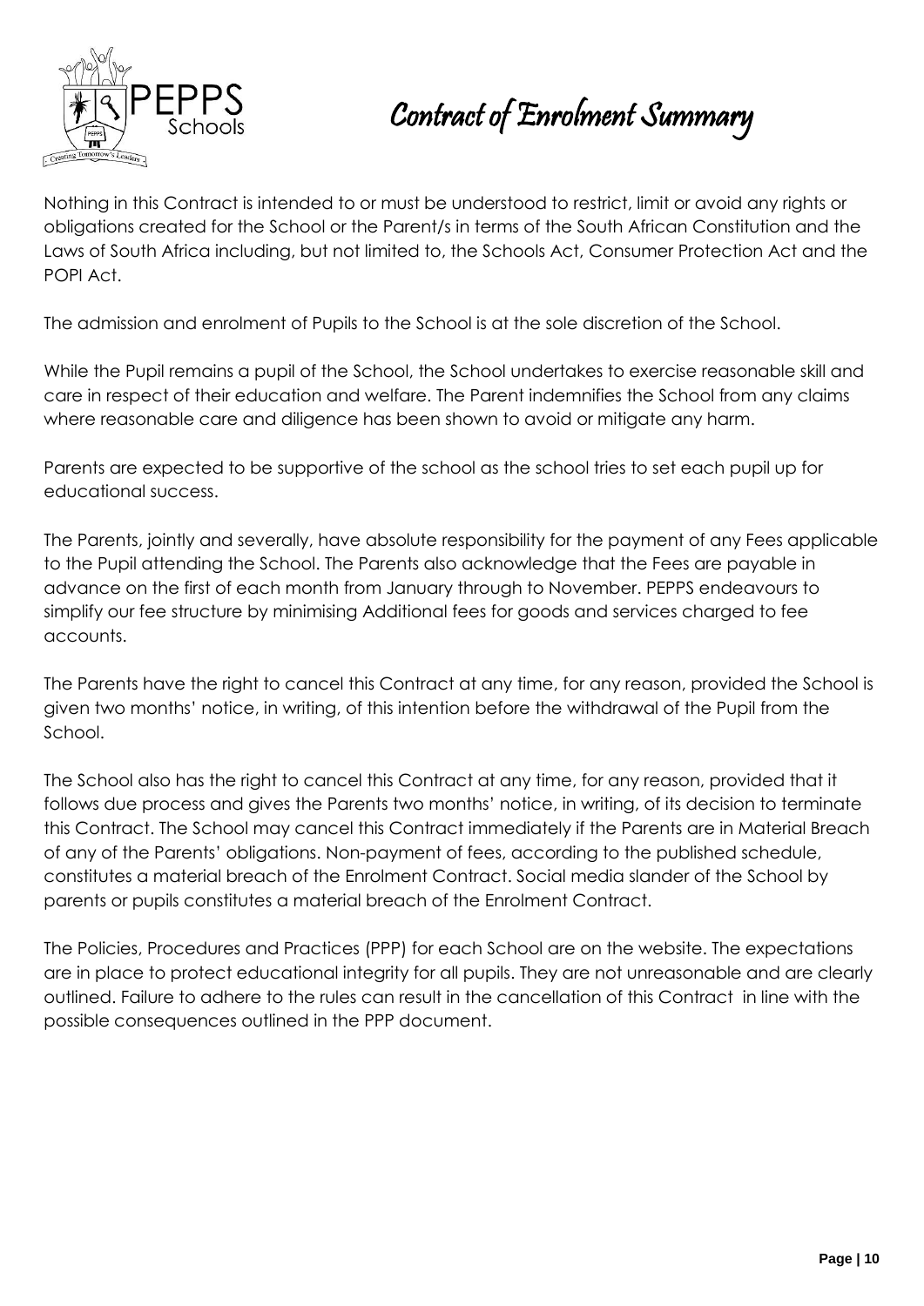# Contract of Enrolment Summary

Nothing in this Contract is intended to or must be understood to restrict, limit or avoid any rights or obligations created for the School or the Parent/s in terms of the South African Constitution and the Laws of South Africa including, but not limited to, the Schools Act, Consumer Protection Act and the POPI Act.

The admission and enrolment of Pupils to the School is at the sole discretion of the School.

While the Pupil remains a pupil of the School, the School undertakes to exercise reasonable skill and care in respect of their education and welfare. The Parent indemnifies the School from any claims where reasonable care and diligence has been shown to avoid or mitigate any harm.

Parents are expected to be supportive of the school as the school tries to set each pupil up for educational success.

The Parents, jointly and severally, have absolute responsibility for the payment of any Fees applicable to the Pupil attending the School. The Parents also acknowledge that the Fees are payable in advance on the first of each month from January through to November. PEPPS endeavours to simplify our fee structure by minimising Additional fees for goods and services charged to fee accounts.

The Parents have the right to cancel this Contract at any time, for any reason, provided the School is given two months' notice, in writing, of this intention before the withdrawal of the Pupil from the School.

The School also has the right to cancel this Contract at any time, for any reason, provided that it follows due process and gives the Parents two months' notice, in writing, of its decision to terminate this Contract. The School may cancel this Contract immediately if the Parents are in Material Breach of any of the Parents' obligations. Non-payment of fees, according to the published schedule, constitutes a material breach of the Enrolment Contract. Social media slander of the School by parents or pupils constitutes a material breach of the Enrolment Contract.

The Policies, Procedures and Practices (PPP) for each School are on the website. The expectations are in place to protect educational integrity for all pupils. They are not unreasonable and are clearly outlined. Failure to adhere to the rules can result in the cancellation of this Contract in line with the possible consequences outlined in the PPP document.